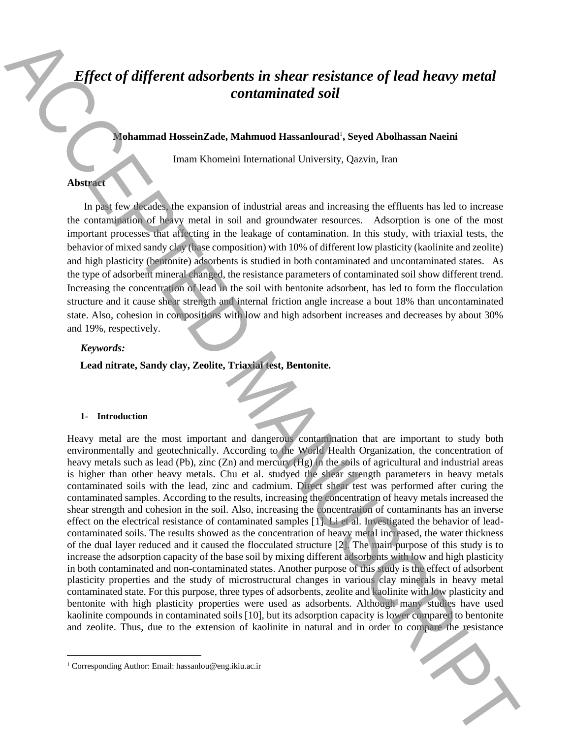# *Effect of different adsorbents in shear resistance of lead heavy metal contaminated soil*

**Mohammad HosseinZade, Mahmuod Hassanlourad[1], Seyed Abolhassan Naeini**

Imam Khomeini International University, Qazvin, Iran

**Abstract**

In past few decades, the expansion of industrial areas and increasing the effluents has led to increase the contamination of heavy metal in soil and groundwater resources. Adsorption is one of the most important processes that affecting in the leakage of contamination. In this study, with triaxial tests, the behavior of mixed sandy clay (base composition) with 10% of different low plasticity (kaolinite and zeolite) and high plasticity (bentonite) adsorbents is studied in both contaminated and uncontaminated states. As the type of adsorbent mineral changed, the resistance parameters of contaminated soil show different trend. Increasing the concentration of lead in the soil with bentonite adsorbent, has led to form the flocculation structure and it cause shear strength and internal friction angle increase a bout 18% than uncontaminated state. Also, cohesion in compositions with low and high adsorbent increases and decreases by about 30% and 19%, respectively.

***Keywords:***

**Lead nitrate, Sandy clay, Zeolite, Triaxial test, Bentonite.**

## 1- Introduction

Heavy metal are the most important and dangerous contamination that are important to study both environmentally and geotechnically. According to the World Health Organization, the concentration of heavy metals such as lead (Pb), zinc (Zn) and mercury (Hg) in the soils of agricultural and industrial areas is higher than other heavy metals. Chu et al. studyed the shear strength parameters in heavy metals contaminated soils with the lead, zinc and cadmium. Direct shear test was performed after curing the contaminated samples. According to the results, increasing the concentration of heavy metals increased the shear strength and cohesion in the soil. Also, increasing the concentration of contaminants has an inverse effect on the electrical resistance of contaminated samples [1]. Li et al. Investigated the behavior of lead-contaminated soils. The results showed as the concentration of heavy metal increased, the water thickness of the dual layer reduced and it caused the flocculated structure [2]. The main purpose of this study is to increase the adsorption capacity of the base soil by mixing different adsorbents with low and high plasticity in both contaminated and non-contaminated states. Another purpose of this study is the effect of adsorbent plasticity properties and the study of microstructural changes in various clay minerals in heavy metal contaminated state. For this purpose, three types of adsorbents, zeolite and kaolinite with low plasticity and bentonite with high plasticity properties were used as adsorbents. Although many studies have used kaolinite compounds in contaminated soils [10], but its adsorption capacity is lower compared to bentonite and zeolite. Thus, due to the extension of kaolinite in natural and in order to compare the resistance

[1] Corresponding Author: Email: hassanlou@eng.ikiu.ac.ir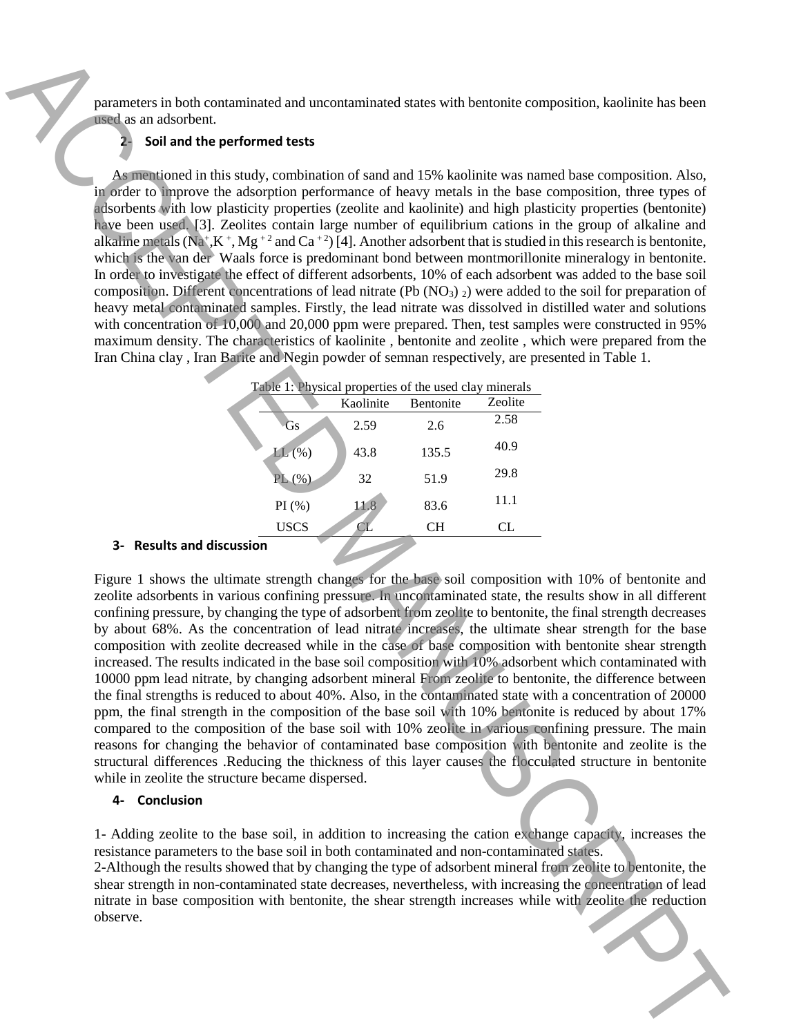parameters in both contaminated and uncontaminated states with bentonite composition, kaolinite has been used as an adsorbent.

## 2- Soil and the performed tests

As mentioned in this study, combination of sand and 15% kaolinite was named base composition. Also, in order to improve the adsorption performance of heavy metals in the base composition, three types of adsorbents with low plasticity properties (zeolite and kaolinite) and high plasticity properties (bentonite) have been used. [3]. Zeolites contain large number of equilibrium cations in the group of alkaline and alkaline metals ($Na^{+}$, $K^{+}$, $Mg^{+2}$ and $Ca^{+2}$) [4]. Another adsorbent that is studied in this research is bentonite, which is the van der Waals force is predominant bond between montmorillonite mineralogy in bentonite. In order to investigate the effect of different adsorbents, 10% of each adsorbent was added to the base soil composition. Different concentrations of lead nitrate ($Pb(NO_3)_2$) were added to the soil for preparation of heavy metal contaminated samples. Firstly, the lead nitrate was dissolved in distilled water and solutions with concentration of 10,000 and 20,000 ppm were prepared. Then, test samples were constructed in 95% maximum density. The characteristics of kaolinite , bentonite and zeolite , which were prepared from the Iran China clay , Iran Barite and Negin powder of semnan respectively, are presented in Table 1.

Table 1: Physical properties of the used clay minerals

| | Kaolinite | Bentonite | Zeolite |
|---|---|---|---|
| Gs | 2.59 | 2.6 | 2.58 |
| LL (%) | 43.8 | 135.5 | 40.9 |
| PL (%) | 32 | 51.9 | 29.8 |
| PI (%) | 11.8 | 83.6 | 11.1 |
| USCS | CL | CH | CL |

## 3- Results and discussion

Figure 1 shows the ultimate strength changes for the base soil composition with 10% of bentonite and zeolite adsorbents in various confining pressure. In uncontaminated state, the results show in all different confining pressure, by changing the type of adsorbent from zeolite to bentonite, the final strength decreases by about 68%. As the concentration of lead nitrate increases, the ultimate shear strength for the base composition with zeolite decreased while in the case of base composition with bentonite shear strength increased. The results indicated in the base soil composition with 10% adsorbent which contaminated with 10000 ppm lead nitrate, by changing adsorbent mineral From zeolite to bentonite, the difference between the final strengths is reduced to about 40%. Also, in the contaminated state with a concentration of 20000 ppm, the final strength in the composition of the base soil with 10% bentonite is reduced by about 17% compared to the composition of the base soil with 10% zeolite in various confining pressure. The main reasons for changing the behavior of contaminated base composition with bentonite and zeolite is the structural differences .Reducing the thickness of this layer causes the flocculated structure in bentonite while in zeolite the structure became dispersed.

## 4- Conclusion

1- Adding zeolite to the base soil, in addition to increasing the cation exchange capacity, increases the resistance parameters to the base soil in both contaminated and non-contaminated states.
2-Although the results showed that by changing the type of adsorbent mineral from zeolite to bentonite, the shear strength in non-contaminated state decreases, nevertheless, with increasing the concentration of lead nitrate in base composition with bentonite, the shear strength increases while with zeolite the reduction observe.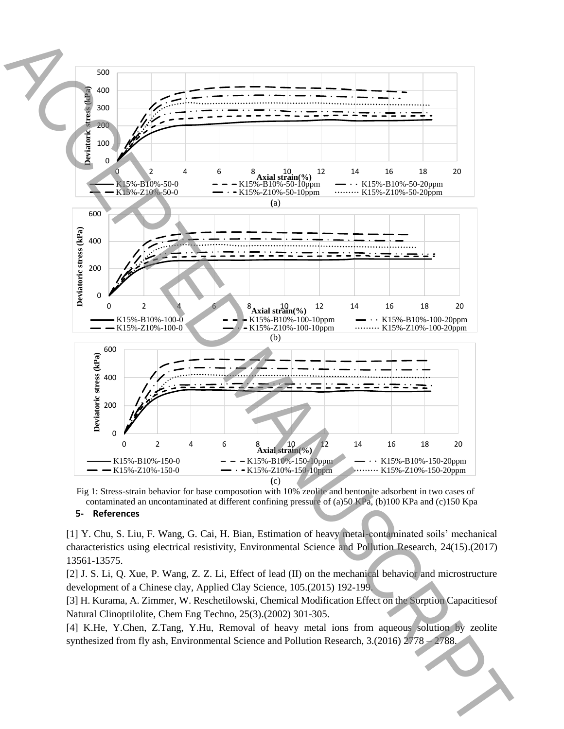500
400
300
200
100
0

Deviatoric stress (kPa)

0 2 4 6 8 10 12 14 16 18 20

Axial strain(%)

K15%-B10%-50-0 K15%-B10%-50-10ppm K15%-B10%-50-20ppm
K15%-Z10%-50-0 K15%-Z10%-50-10ppm K15%-Z10%-50-20ppm

(a)

600
400
200
0

Deviatoric stress (kPa)

0 2 4 6 8 10 12 14 16 18 20

Axial strain(%)

K15%-B10%-100-0 K15%-B10%-100-10ppm K15%-B10%-100-20ppm
K15%-Z10%-100-0 K15%-Z10%-100-10ppm K15%-Z10%-100-20ppm

(b)

600
400
200
0

Deviatoric stress (kPa)

0 2 4 6 8 10 12 14 16 18 20

Axial strain(%)

K15%-B10%-150-0 K15%-B10%-150-10ppm K15%-B10%-150-20ppm
K15%-Z10%-150-0 K15%-Z10%-150-10ppm K15%-Z10%-150-20ppm

(c)

Fig 1: Stress-strain behavior for base composotion with 10% zeolite and bentonite adsorbent in two cases of contaminated an uncontaminated at different confining pressure of (a)50 KPa, (b)100 KPa and (c)150 Kpa

## 5- References

[1] Y. Chu, S. Liu, F. Wang, G. Cai, H. Bian, Estimation of heavy metal-contaminated soils' mechanical characteristics using electrical resistivity, Environmental Science and Pollution Research, 24(15).(2017) 13561-13575.

[2] J. S. Li, Q. Xue, P. Wang, Z. Z. Li, Effect of lead (II) on the mechanical behavior and microstructure development of a Chinese clay, Applied Clay Science, 105.(2015) 192-199.

[3] H. Kurama, A. Zimmer, W. Reschetilowski, Chemical Modification Effect on the Sorption Capacitiesof Natural Clinoptilolite, Chem Eng Techno, 25(3).(2002) 301-305.

[4] K.He, Y.Chen, Z.Tang, Y.Hu, Removal of heavy metal ions from aqueous solution by zeolite synthesized from fly ash, Environmental Science and Pollution Research, 3.(2016) 2778 – 2788.